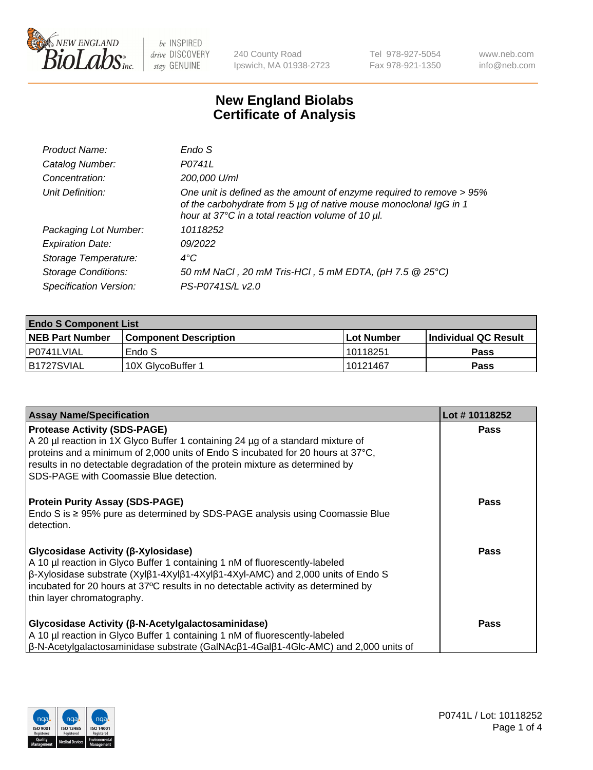# New England Biolabs Certificate of Analysis

| | |
|---|---|
| *Product Name:* | *Endo S* |
| *Catalog Number:* | *P0741L* |
| *Concentration:* | *200,000 U/ml* |
| *Unit Definition:* | *One unit is defined as the amount of enzyme required to remove > 95% of the carbohydrate from 5 µg of native mouse monoclonal IgG in 1 hour at 37°C in a total reaction volume of 10 µl.* |
| *Packaging Lot Number:* | *10118252* |
| *Expiration Date:* | *09/2022* |
| *Storage Temperature:* | *4°C* |
| *Storage Conditions:* | *50 mM NaCl , 20 mM Tris-HCl , 5 mM EDTA, (pH 7.5 @ 25°C)* |
| *Specification Version:* | *PS-P0741S/L v2.0* |

| **Endo S Component List** | | | |
|---|---|---|---|
| **NEB Part Number** | **Component Description** | **Lot Number** | **Individual QC Result** |
| P0741LVIAL | Endo S | 10118251 | **Pass** |
| B1727SVIAL | 10X GlycoBuffer 1 | 10121467 | **Pass** |

| **Assay Name/Specification** | **Lot # 10118252** |
|---|---|
| **Protease Activity (SDS-PAGE)**<br>A 20 µl reaction in 1X Glyco Buffer 1 containing 24 µg of a standard mixture of proteins and a minimum of 2,000 units of Endo S incubated for 20 hours at 37°C, results in no detectable degradation of the protein mixture as determined by SDS-PAGE with Coomassie Blue detection. | **Pass** |
| **Protein Purity Assay (SDS-PAGE)**<br>Endo S is ≥ 95% pure as determined by SDS-PAGE analysis using Coomassie Blue detection. | **Pass** |
| **Glycosidase Activity (β-Xylosidase)**<br>A 10 µl reaction in Glyco Buffer 1 containing 1 nM of fluorescently-labeled β-Xylosidase substrate (Xylβ1-4Xylβ1-4Xylβ1-4Xyl-AMC) and 2,000 units of Endo S incubated for 20 hours at 37ºC results in no detectable activity as determined by thin layer chromatography. | **Pass** |
| **Glycosidase Activity (β-N-Acetylgalactosaminidase)**<br>A 10 µl reaction in Glyco Buffer 1 containing 1 nM of fluorescently-labeled β-N-Acetylgalactosaminidase substrate (GalNAcβ1-4Galβ1-4Glc-AMC) and 2,000 units of | **Pass** |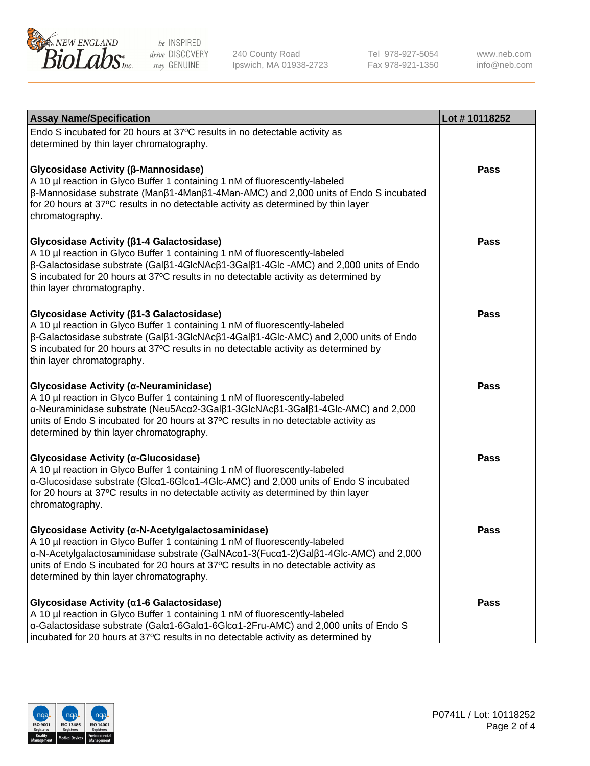| Assay Name/Specification | Lot # 10118252 |
|---|---|
| Endo S incubated for 20 hours at 37ºC results in no detectable activity as determined by thin layer chromatography. | |
| **Glycosidase Activity (β-Mannosidase)**<br>A 10 µl reaction in Glyco Buffer 1 containing 1 nM of fluorescently-labeled β-Mannosidase substrate (Manβ1-4Manβ1-4Man-AMC) and 2,000 units of Endo S incubated for 20 hours at 37ºC results in no detectable activity as determined by thin layer chromatography. | Pass |
| **Glycosidase Activity (β1-4 Galactosidase)**<br>A 10 µl reaction in Glyco Buffer 1 containing 1 nM of fluorescently-labeled β-Galactosidase substrate (Galβ1-4GlcNAcβ1-3Galβ1-4Glc -AMC) and 2,000 units of Endo S incubated for 20 hours at 37ºC results in no detectable activity as determined by thin layer chromatography. | Pass |
| **Glycosidase Activity (β1-3 Galactosidase)**<br>A 10 µl reaction in Glyco Buffer 1 containing 1 nM of fluorescently-labeled β-Galactosidase substrate (Galβ1-3GlcNAcβ1-4Galβ1-4Glc-AMC) and 2,000 units of Endo S incubated for 20 hours at 37ºC results in no detectable activity as determined by thin layer chromatography. | Pass |
| **Glycosidase Activity (α-Neuraminidase)**<br>A 10 µl reaction in Glyco Buffer 1 containing 1 nM of fluorescently-labeled α-Neuraminidase substrate (Neu5Acα2-3Galβ1-3GlcNAcβ1-3Galβ1-4Glc-AMC) and 2,000 units of Endo S incubated for 20 hours at 37ºC results in no detectable activity as determined by thin layer chromatography. | Pass |
| **Glycosidase Activity (α-Glucosidase)**<br>A 10 µl reaction in Glyco Buffer 1 containing 1 nM of fluorescently-labeled α-Glucosidase substrate (Glcα1-6Glcα1-4Glc-AMC) and 2,000 units of Endo S incubated for 20 hours at 37ºC results in no detectable activity as determined by thin layer chromatography. | Pass |
| **Glycosidase Activity (α-N-Acetylgalactosaminidase)**<br>A 10 µl reaction in Glyco Buffer 1 containing 1 nM of fluorescently-labeled α-N-Acetylgalactosaminidase substrate (GalNAcα1-3(Fucα1-2)Galβ1-4Glc-AMC) and 2,000 units of Endo S incubated for 20 hours at 37ºC results in no detectable activity as determined by thin layer chromatography. | Pass |
| **Glycosidase Activity (α1-6 Galactosidase)**<br>A 10 µl reaction in Glyco Buffer 1 containing 1 nM of fluorescently-labeled α-Galactosidase substrate (Galα1-6Galα1-6Glcα1-2Fru-AMC) and 2,000 units of Endo S incubated for 20 hours at 37ºC results in no detectable activity as determined by | Pass |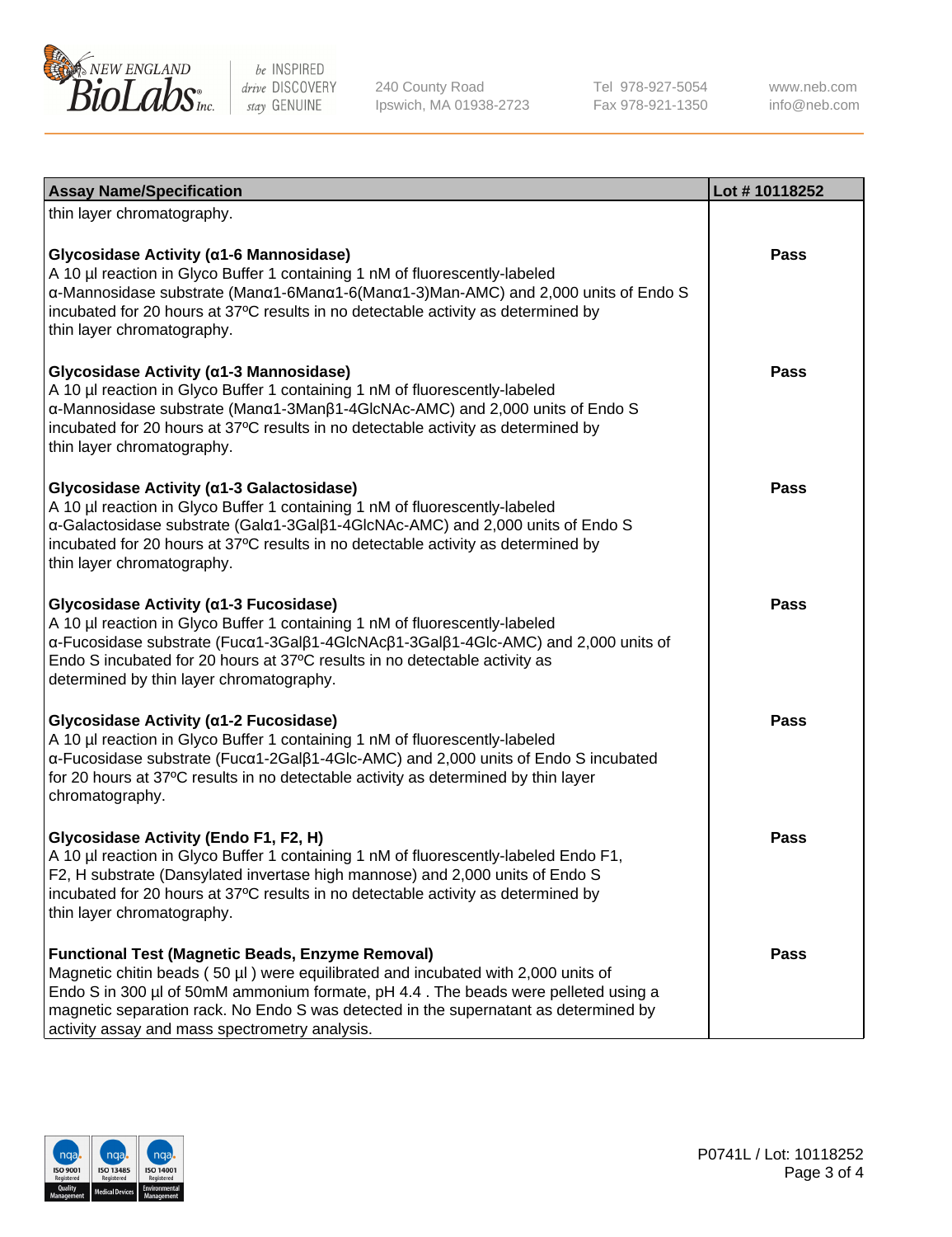| Assay Name/Specification | Lot # 10118252 |
| --- | --- |
| thin layer chromatography. | |
| **Glycosidase Activity (α1-6 Mannosidase)**<br>A 10 µl reaction in Glyco Buffer 1 containing 1 nM of fluorescently-labeled α-Mannosidase substrate (Manα1-6Manα1-6(Manα1-3)Man-AMC) and 2,000 units of Endo S incubated for 20 hours at 37ºC results in no detectable activity as determined by thin layer chromatography. | Pass |
| **Glycosidase Activity (α1-3 Mannosidase)**<br>A 10 µl reaction in Glyco Buffer 1 containing 1 nM of fluorescently-labeled α-Mannosidase substrate (Manα1-3Manβ1-4GlcNAc-AMC) and 2,000 units of Endo S incubated for 20 hours at 37ºC results in no detectable activity as determined by thin layer chromatography. | Pass |
| **Glycosidase Activity (α1-3 Galactosidase)**<br>A 10 µl reaction in Glyco Buffer 1 containing 1 nM of fluorescently-labeled α-Galactosidase substrate (Galα1-3Galβ1-4GlcNAc-AMC) and 2,000 units of Endo S incubated for 20 hours at 37ºC results in no detectable activity as determined by thin layer chromatography. | Pass |
| **Glycosidase Activity (α1-3 Fucosidase)**<br>A 10 µl reaction in Glyco Buffer 1 containing 1 nM of fluorescently-labeled α-Fucosidase substrate (Fucα1-3Galβ1-4GlcNAcβ1-3Galβ1-4Glc-AMC) and 2,000 units of Endo S incubated for 20 hours at 37ºC results in no detectable activity as determined by thin layer chromatography. | Pass |
| **Glycosidase Activity (α1-2 Fucosidase)**<br>A 10 µl reaction in Glyco Buffer 1 containing 1 nM of fluorescently-labeled α-Fucosidase substrate (Fucα1-2Galβ1-4Glc-AMC) and 2,000 units of Endo S incubated for 20 hours at 37ºC results in no detectable activity as determined by thin layer chromatography. | Pass |
| **Glycosidase Activity (Endo F1, F2, H)**<br>A 10 µl reaction in Glyco Buffer 1 containing 1 nM of fluorescently-labeled Endo F1, F2, H substrate (Dansylated invertase high mannose) and 2,000 units of Endo S incubated for 20 hours at 37ºC results in no detectable activity as determined by thin layer chromatography. | Pass |
| **Functional Test (Magnetic Beads, Enzyme Removal)**<br>Magnetic chitin beads ( 50 µl ) were equilibrated and incubated with 2,000 units of Endo S in 300 µl of 50mM ammonium formate, pH 4.4 . The beads were pelleted using a magnetic separation rack. No Endo S was detected in the supernatant as determined by activity assay and mass spectrometry analysis. | Pass |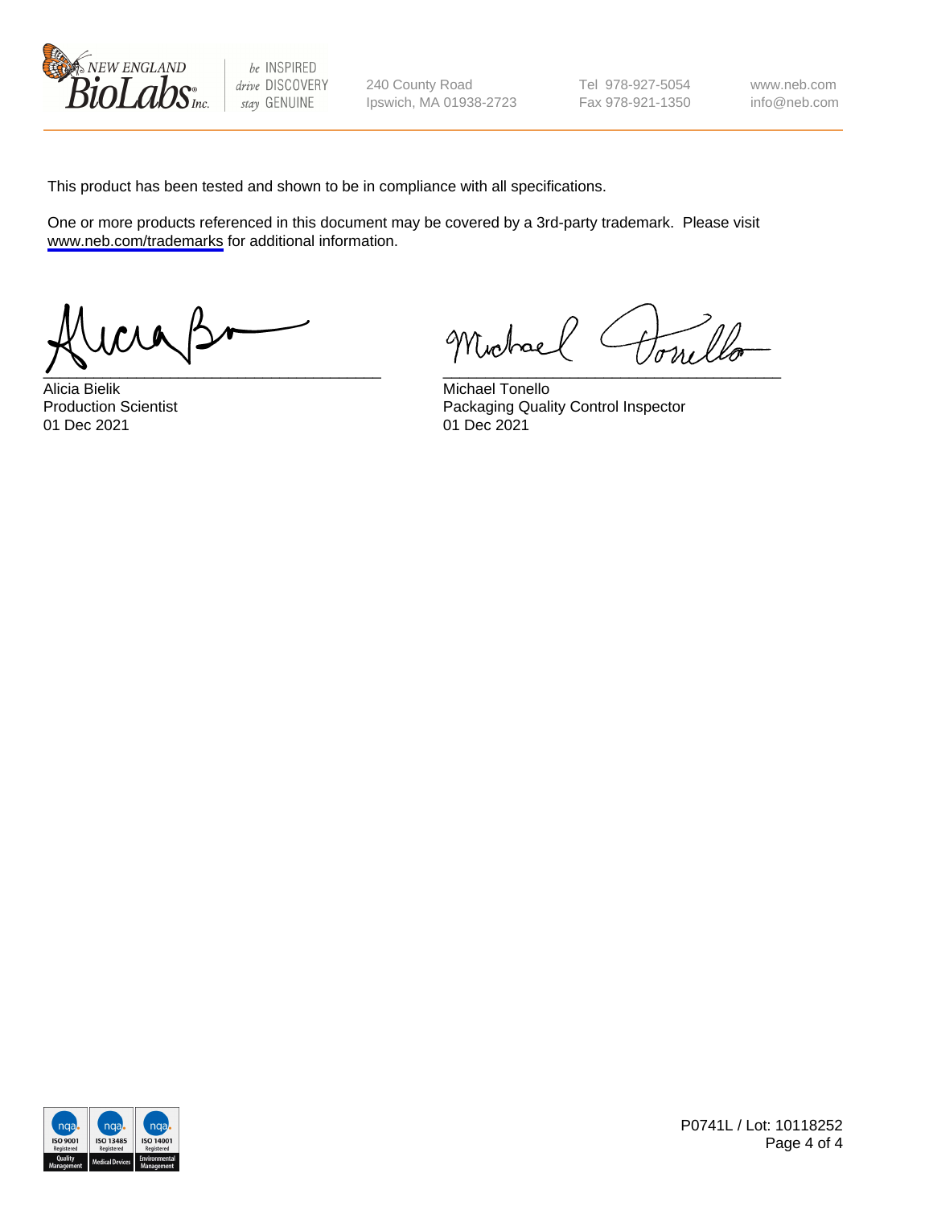This product has been tested and shown to be in compliance with all specifications.

One or more products referenced in this document may be covered by a 3rd-party trademark. Please visit www.neb.com/trademarks for additional information.

Alicia Bielik
Production Scientist
01 Dec 2021

Michael Tonello
Packaging Quality Control Inspector
01 Dec 2021

P0741L / Lot: 10118252